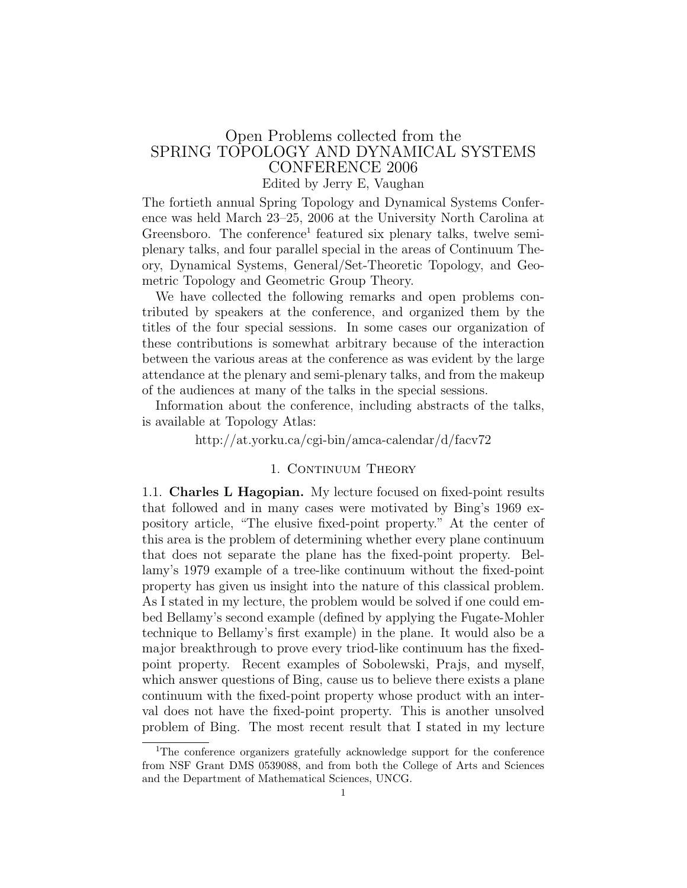# Open Problems collected from the SPRING TOPOLOGY AND DYNAMICAL SYSTEMS CONFERENCE 2006

Edited by Jerry E, Vaughan

The fortieth annual Spring Topology and Dynamical Systems Conference was held March 23–25, 2006 at the University North Carolina at Greensboro. The conference[1] featured six plenary talks, twelve semi-plenary talks, and four parallel special in the areas of Continuum Theory, Dynamical Systems, General/Set-Theoretic Topology, and Geometric Topology and Geometric Group Theory.

We have collected the following remarks and open problems contributed by speakers at the conference, and organized them by the titles of the four special sessions. In some cases our organization of these contributions is somewhat arbitrary because of the interaction between the various areas at the conference as was evident by the large attendance at the plenary and semi-plenary talks, and from the makeup of the audiences at many of the talks in the special sessions.

Information about the conference, including abstracts of the talks, is available at Topology Atlas:

http://at.yorku.ca/cgi-bin/amca-calendar/d/facv72

## 1. Continuum Theory

1.1. **Charles L Hagopian.** My lecture focused on fixed-point results that followed and in many cases were motivated by Bing's 1969 expository article, "The elusive fixed-point property." At the center of this area is the problem of determining whether every plane continuum that does not separate the plane has the fixed-point property. Bellamy's 1979 example of a tree-like continuum without the fixed-point property has given us insight into the nature of this classical problem. As I stated in my lecture, the problem would be solved if one could embed Bellamy's second example (defined by applying the Fugate-Mohler technique to Bellamy's first example) in the plane. It would also be a major breakthrough to prove every triod-like continuum has the fixed-point property. Recent examples of Sobolewski, Prajs, and myself, which answer questions of Bing, cause us to believe there exists a plane continuum with the fixed-point property whose product with an interval does not have the fixed-point property. This is another unsolved problem of Bing. The most recent result that I stated in my lecture

[1]The conference organizers gratefully acknowledge support for the conference from NSF Grant DMS 0539088, and from both the College of Arts and Sciences and the Department of Mathematical Sciences, UNCG.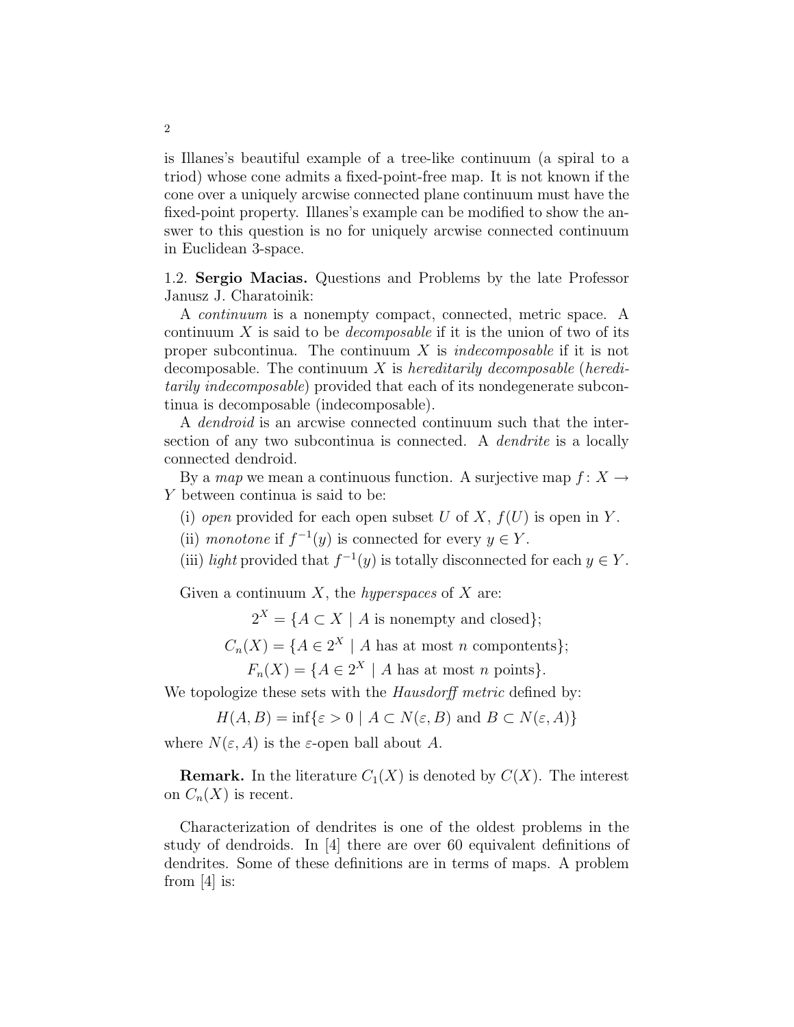is Illanes's beautiful example of a tree-like continuum (a spiral to a triod) whose cone admits a fixed-point-free map. It is not known if the cone over a uniquely arcwise connected plane continuum must have the fixed-point property. Illanes's example can be modified to show the answer to this question is no for uniquely arcwise connected continuum in Euclidean 3-space.

1.2. **Sergio Macias.** Questions and Problems by the late Professor Janusz J. Charatoinik:

A *continuum* is a nonempty compact, connected, metric space. A continuum $X$ is said to be *decomposable* if it is the union of two of its proper subcontinua. The continuum $X$ is *indecomposable* if it is not decomposable. The continuum $X$ is *hereditarily decomposable* (*hereditarily indecomposable*) provided that each of its nondegenerate subcontinua is decomposable (indecomposable).

A *dendroid* is an arcwise connected continuum such that the intersection of any two subcontinua is connected. A *dendrite* is a locally connected dendroid.

By a *map* we mean a continuous function. A surjective map $f \colon X \to Y$ between continua is said to be:

(i) *open* provided for each open subset $U$ of $X$, $f(U)$ is open in $Y$.

(ii) *monotone* if $f^{-1}(y)$ is connected for every $y \in Y$.

(iii) *light* provided that $f^{-1}(y)$ is totally disconnected for each $y \in Y$.

Given a continuum $X$, the *hyperspaces* of $X$ are:

$$2^X = \{A \subset X \mid A \text{ is nonempty and closed}\};$$

$$C_n(X) = \{A \in 2^X \mid A \text{ has at most } n \text{ compontents}\};$$

$$F_n(X) = \{A \in 2^X \mid A \text{ has at most } n \text{ points}\}.$$

We topologize these sets with the *Hausdorff metric* defined by:

$$H(A, B) = \inf\{\varepsilon > 0 \mid A \subset N(\varepsilon, B) \text{ and } B \subset N(\varepsilon, A)\}$$

where $N(\varepsilon, A)$ is the $\varepsilon$-open ball about $A$.

**Remark.** In the literature $C_1(X)$ is denoted by $C(X)$. The interest on $C_n(X)$ is recent.

Characterization of dendrites is one of the oldest problems in the study of dendroids. In [4] there are over 60 equivalent definitions of dendrites. Some of these definitions are in terms of maps. A problem from [4] is: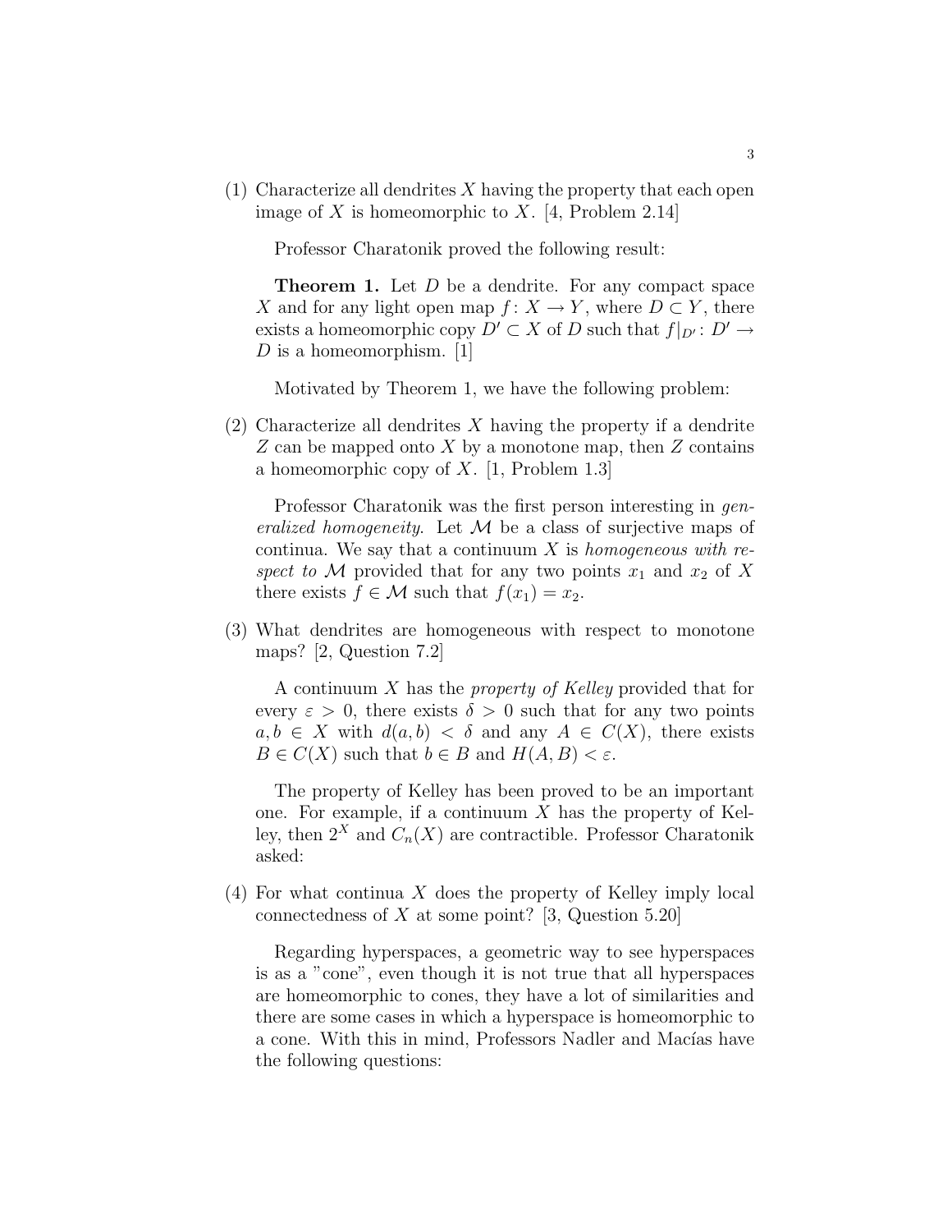(1) Characterize all dendrites $X$ having the property that each open image of $X$ is homeomorphic to $X$. [4, Problem 2.14]

Professor Charatonik proved the following result:

**Theorem 1.** Let $D$ be a dendrite. For any compact space $X$ and for any light open map $f\colon X \to Y$, where $D \subset Y$, there exists a homeomorphic copy $D' \subset X$ of $D$ such that $f|_{D'}\colon D' \to D$ is a homeomorphism. [1]

Motivated by Theorem 1, we have the following problem:

(2) Characterize all dendrites $X$ having the property if a dendrite $Z$ can be mapped onto $X$ by a monotone map, then $Z$ contains a homeomorphic copy of $X$. [1, Problem 1.3]

Professor Charatonik was the first person interesting in *generalized homogeneity*. Let $\mathcal{M}$ be a class of surjective maps of continua. We say that a continuum $X$ is *homogeneous with respect to* $\mathcal{M}$ provided that for any two points $x_1$ and $x_2$ of $X$ there exists $f \in \mathcal{M}$ such that $f(x_1) = x_2$.

(3) What dendrites are homogeneous with respect to monotone maps? [2, Question 7.2]

A continuum $X$ has the *property of Kelley* provided that for every $\varepsilon > 0$, there exists $\delta > 0$ such that for any two points $a, b \in X$ with $d(a, b) < \delta$ and any $A \in C(X)$, there exists $B \in C(X)$ such that $b \in B$ and $H(A, B) < \varepsilon$.

The property of Kelley has been proved to be an important one. For example, if a continuum $X$ has the property of Kelley, then $2^X$ and $C_n(X)$ are contractible. Professor Charatonik asked:

(4) For what continua $X$ does the property of Kelley imply local connectedness of $X$ at some point? [3, Question 5.20]

Regarding hyperspaces, a geometric way to see hyperspaces is as a "cone", even though it is not true that all hyperspaces are homeomorphic to cones, they have a lot of similarities and there are some cases in which a hyperspace is homeomorphic to a cone. With this in mind, Professors Nadler and Macías have the following questions: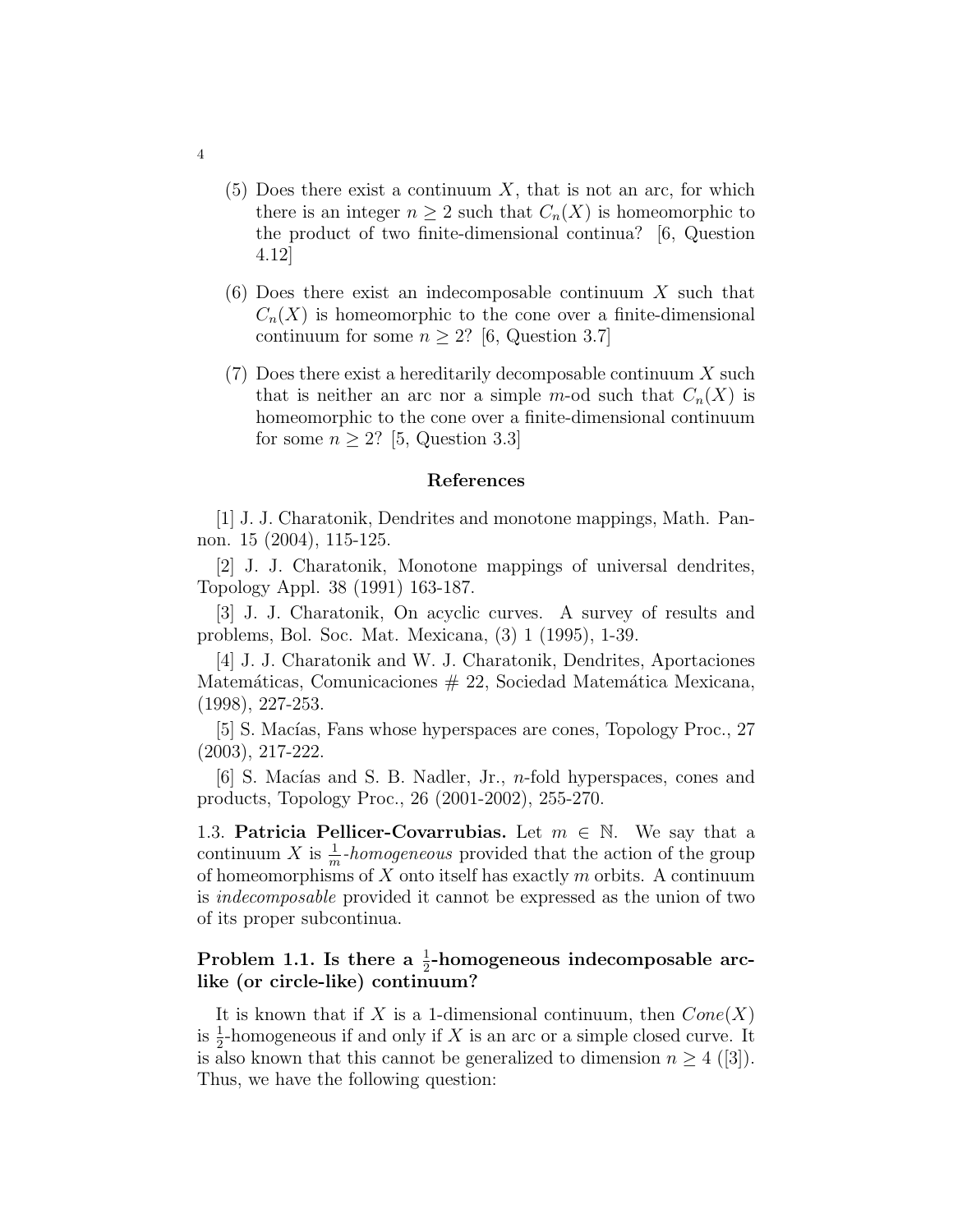(5) Does there exist a continuum $X$, that is not an arc, for which there is an integer $n \geq 2$ such that $C_n(X)$ is homeomorphic to the product of two finite-dimensional continua? [6, Question 4.12]

(6) Does there exist an indecomposable continuum $X$ such that $C_n(X)$ is homeomorphic to the cone over a finite-dimensional continuum for some $n \geq 2$? [6, Question 3.7]

(7) Does there exist a hereditarily decomposable continuum $X$ such that is neither an arc nor a simple $m$-od such that $C_n(X)$ is homeomorphic to the cone over a finite-dimensional continuum for some $n \geq 2$? [5, Question 3.3]

#### References

[1] J. J. Charatonik, Dendrites and monotone mappings, Math. Pannon. 15 (2004), 115-125.

[2] J. J. Charatonik, Monotone mappings of universal dendrites, Topology Appl. 38 (1991) 163-187.

[3] J. J. Charatonik, On acyclic curves. A survey of results and problems, Bol. Soc. Mat. Mexicana, (3) 1 (1995), 1-39.

[4] J. J. Charatonik and W. J. Charatonik, Dendrites, Aportaciones Matemáticas, Comunicaciones # 22, Sociedad Matemática Mexicana, (1998), 227-253.

[5] S. Macías, Fans whose hyperspaces are cones, Topology Proc., 27 (2003), 217-222.

[6] S. Macías and S. B. Nadler, Jr., $n$-fold hyperspaces, cones and products, Topology Proc., 26 (2001-2002), 255-270.

1.3. **Patricia Pellicer-Covarrubias.** Let $m \in \mathbb{N}$. We say that a continuum $X$ is $\frac{1}{m}$-*homogeneous* provided that the action of the group of homeomorphisms of $X$ onto itself has exactly $m$ orbits. A continuum is *indecomposable* provided it cannot be expressed as the union of two of its proper subcontinua.

**Problem 1.1. Is there a $\frac{1}{2}$-homogeneous indecomposable arc-like (or circle-like) continuum?**

It is known that if $X$ is a 1-dimensional continuum, then $Cone(X)$ is $\frac{1}{2}$-homogeneous if and only if $X$ is an arc or a simple closed curve. It is also known that this cannot be generalized to dimension $n \geq 4$ ([3]). Thus, we have the following question: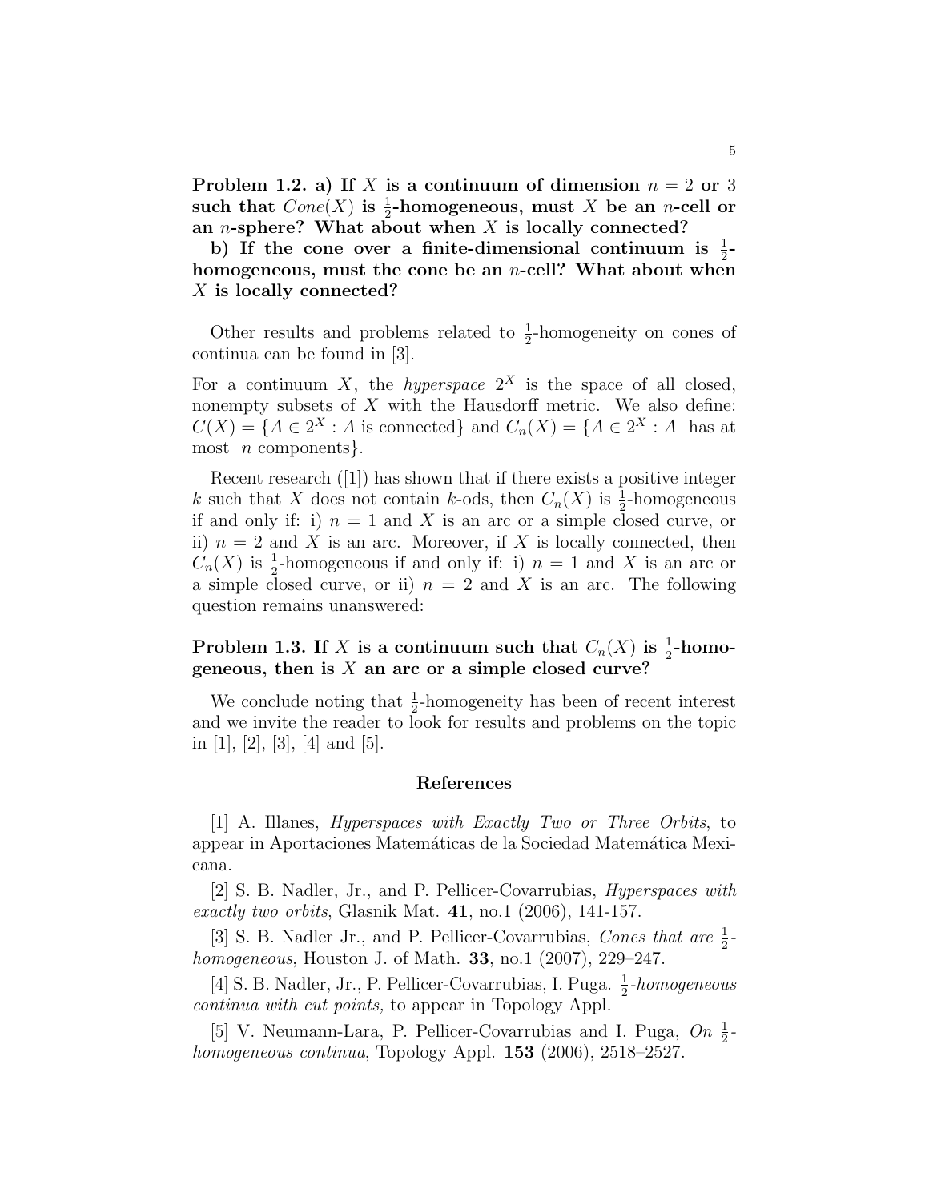**Problem 1.2. a) If $X$ is a continuum of dimension $n = 2$ or $3$ such that $Cone(X)$ is $\frac{1}{2}$-homogeneous, must $X$ be an $n$-cell or an $n$-sphere? What about when $X$ is locally connected?**

**b) If the cone over a finite-dimensional continuum is $\frac{1}{2}$-homogeneous, must the cone be an $n$-cell? What about when $X$ is locally connected?**

Other results and problems related to $\frac{1}{2}$-homogeneity on cones of continua can be found in [3].

For a continuum $X$, the *hyperspace* $2^X$ is the space of all closed, nonempty subsets of $X$ with the Hausdorff metric. We also define: $C(X) = \{A \in 2^X : A \text{ is connected}\}$ and $C_n(X) = \{A \in 2^X : A \text{ has at most } n \text{ components}\}$.

Recent research ([1]) has shown that if there exists a positive integer $k$ such that $X$ does not contain $k$-ods, then $C_n(X)$ is $\frac{1}{2}$-homogeneous if and only if: i) $n = 1$ and $X$ is an arc or a simple closed curve, or ii) $n = 2$ and $X$ is an arc. Moreover, if $X$ is locally connected, then $C_n(X)$ is $\frac{1}{2}$-homogeneous if and only if: i) $n = 1$ and $X$ is an arc or a simple closed curve, or ii) $n = 2$ and $X$ is an arc. The following question remains unanswered:

**Problem 1.3. If $X$ is a continuum such that $C_n(X)$ is $\frac{1}{2}$-homogeneous, then is $X$ an arc or a simple closed curve?**

We conclude noting that $\frac{1}{2}$-homogeneity has been of recent interest and we invite the reader to look for results and problems on the topic in [1], [2], [3], [4] and [5].

## References

[1] A. Illanes, *Hyperspaces with Exactly Two or Three Orbits*, to appear in Aportaciones Matemáticas de la Sociedad Matemática Mexicana.

[2] S. B. Nadler, Jr., and P. Pellicer-Covarrubias, *Hyperspaces with exactly two orbits*, Glasnik Mat. **41**, no.1 (2006), 141-157.

[3] S. B. Nadler Jr., and P. Pellicer-Covarrubias, *Cones that are $\frac{1}{2}$-homogeneous*, Houston J. of Math. **33**, no.1 (2007), 229–247.

[4] S. B. Nadler, Jr., P. Pellicer-Covarrubias, I. Puga. *$\frac{1}{2}$-homogeneous continua with cut points,* to appear in Topology Appl.

[5] V. Neumann-Lara, P. Pellicer-Covarrubias and I. Puga, *On $\frac{1}{2}$-homogeneous continua*, Topology Appl. **153** (2006), 2518–2527.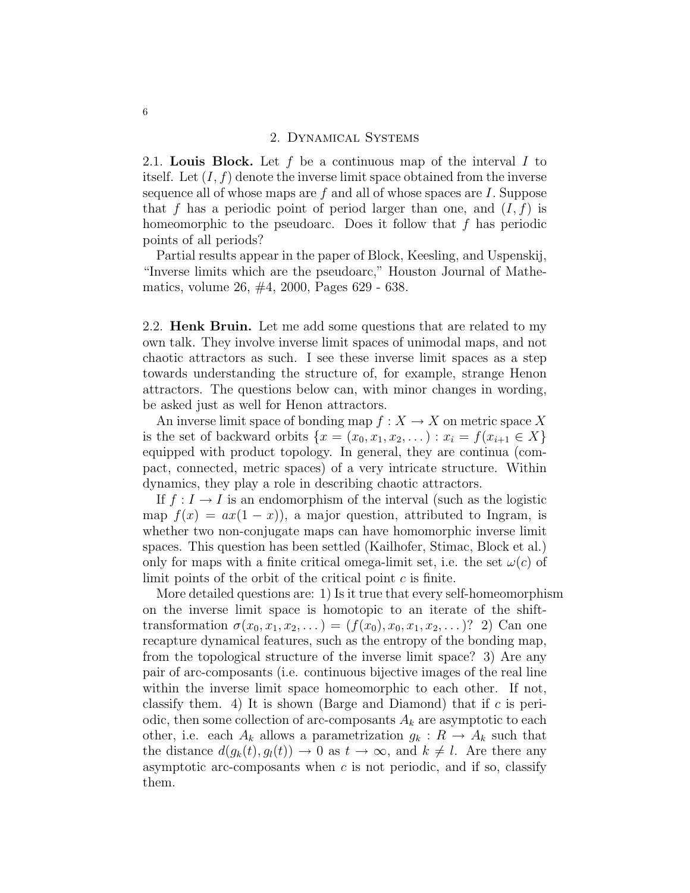## 2. Dynamical Systems

2.1. **Louis Block.** Let $f$ be a continuous map of the interval $I$ to itself. Let $(I, f)$ denote the inverse limit space obtained from the inverse sequence all of whose maps are $f$ and all of whose spaces are $I$. Suppose that $f$ has a periodic point of period larger than one, and $(I, f)$ is homeomorphic to the pseudoarc. Does it follow that $f$ has periodic points of all periods?

Partial results appear in the paper of Block, Keesling, and Uspenskij, "Inverse limits which are the pseudoarc," Houston Journal of Mathematics, volume 26, #4, 2000, Pages 629 - 638.

2.2. **Henk Bruin.** Let me add some questions that are related to my own talk. They involve inverse limit spaces of unimodal maps, and not chaotic attractors as such. I see these inverse limit spaces as a step towards understanding the structure of, for example, strange Henon attractors. The questions below can, with minor changes in wording, be asked just as well for Henon attractors.

An inverse limit space of bonding map $f : X \to X$ on metric space $X$ is the set of backward orbits $\{x = (x_0, x_1, x_2, \dots) : x_i = f(x_{i+1} \in X\}$ equipped with product topology. In general, they are continua (compact, connected, metric spaces) of a very intricate structure. Within dynamics, they play a role in describing chaotic attractors.

If $f : I \to I$ is an endomorphism of the interval (such as the logistic map $f(x) = ax(1-x)$), a major question, attributed to Ingram, is whether two non-conjugate maps can have homomorphic inverse limit spaces. This question has been settled (Kailhofer, Stimac, Block et al.) only for maps with a finite critical omega-limit set, i.e. the set $\omega(c)$ of limit points of the orbit of the critical point $c$ is finite.

More detailed questions are: 1) Is it true that every self-homeomorphism on the inverse limit space is homotopic to an iterate of the shift-transformation $\sigma(x_0, x_1, x_2, \dots) = (f(x_0), x_0, x_1, x_2, \dots)$? 2) Can one recapture dynamical features, such as the entropy of the bonding map, from the topological structure of the inverse limit space? 3) Are any pair of arc-composants (i.e. continuous bijective images of the real line within the inverse limit space homeomorphic to each other. If not, classify them. 4) It is shown (Barge and Diamond) that if $c$ is periodic, then some collection of arc-composants $A_k$ are asymptotic to each other, i.e. each $A_k$ allows a parametrization $g_k : R \to A_k$ such that the distance $d(g_k(t), g_l(t)) \to 0$ as $t \to \infty$, and $k \neq l$. Are there any asymptotic arc-composants when $c$ is not periodic, and if so, classify them.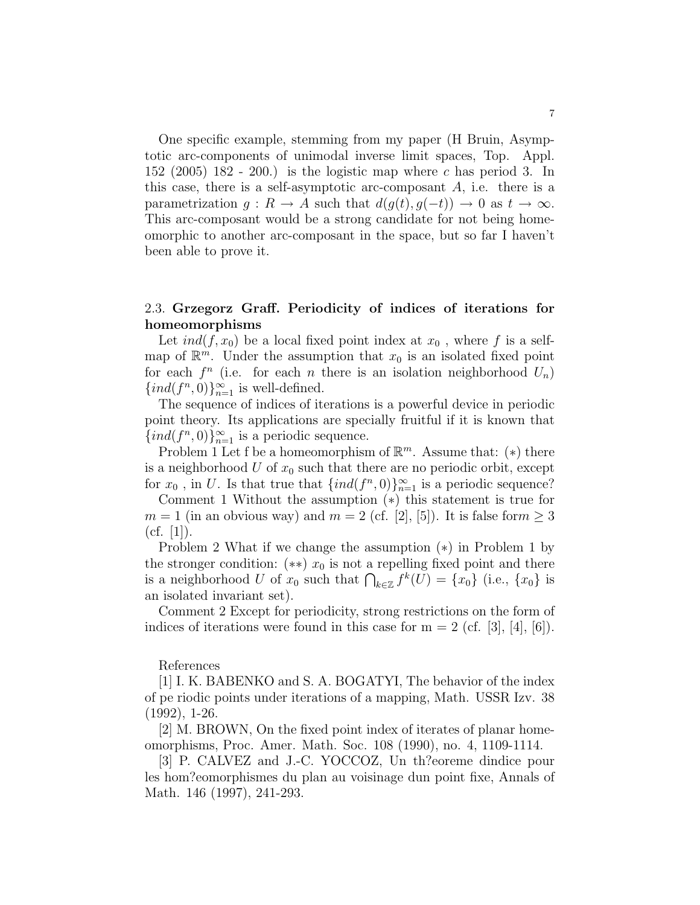One specific example, stemming from my paper (H Bruin, Asymptotic arc-components of unimodal inverse limit spaces, Top. Appl. 152 (2005) 182 - 200.) is the logistic map where $c$ has period 3. In this case, there is a self-asymptotic arc-composant $A$, i.e. there is a parametrization $g : R \to A$ such that $d(g(t), g(-t)) \to 0$ as $t \to \infty$. This arc-composant would be a strong candidate for not being homeomorphic to another arc-composant in the space, but so far I haven't been able to prove it.

### 2.3. Grzegorz Graff. Periodicity of indices of iterations for homeomorphisms

Let $ind(f, x_0)$ be a local fixed point index at $x_0$ , where $f$ is a self-map of $\mathbb{R}^m$. Under the assumption that $x_0$ is an isolated fixed point for each $f^n$ (i.e. for each $n$ there is an isolation neighborhood $U_n$) $\{ind(f^n, 0)\}_{n=1}^{\infty}$ is well-defined.

The sequence of indices of iterations is a powerful device in periodic point theory. Its applications are specially fruitful if it is known that $\{ind(f^n, 0)\}_{n=1}^{\infty}$ is a periodic sequence.

Problem 1 Let f be a homeomorphism of $\mathbb{R}^m$. Assume that: $(*)$ there is a neighborhood $U$ of $x_0$ such that there are no periodic orbit, except for $x_0$ , in $U$. Is that true that $\{ind(f^n, 0)\}_{n=1}^{\infty}$ is a periodic sequence?

Comment 1 Without the assumption $(*)$ this statement is true for $m = 1$ (in an obvious way) and $m = 2$ (cf. [2], [5]). It is false for$m \geq 3$ (cf. [1]).

Problem 2 What if we change the assumption $(*)$ in Problem 1 by the stronger condition: $(**)$ $x_0$ is not a repelling fixed point and there is a neighborhood $U$ of $x_0$ such that $\bigcap_{k \in \mathbb{Z}} f^k(U) = \{x_0\}$ (i.e., $\{x_0\}$ is an isolated invariant set).

Comment 2 Except for periodicity, strong restrictions on the form of indices of iterations were found in this case for m = 2 (cf. [3], [4], [6]).

References

[1] I. K. BABENKO and S. A. BOGATYI, The behavior of the index of pe riodic points under iterations of a mapping, Math. USSR Izv. 38 (1992), 1-26.

[2] M. BROWN, On the fixed point index of iterates of planar homeomorphisms, Proc. Amer. Math. Soc. 108 (1990), no. 4, 1109-1114.

[3] P. CALVEZ and J.-C. YOCCOZ, Un th?eoreme dindice pour les hom?eomorphismes du plan au voisinage dun point fixe, Annals of Math. 146 (1997), 241-293.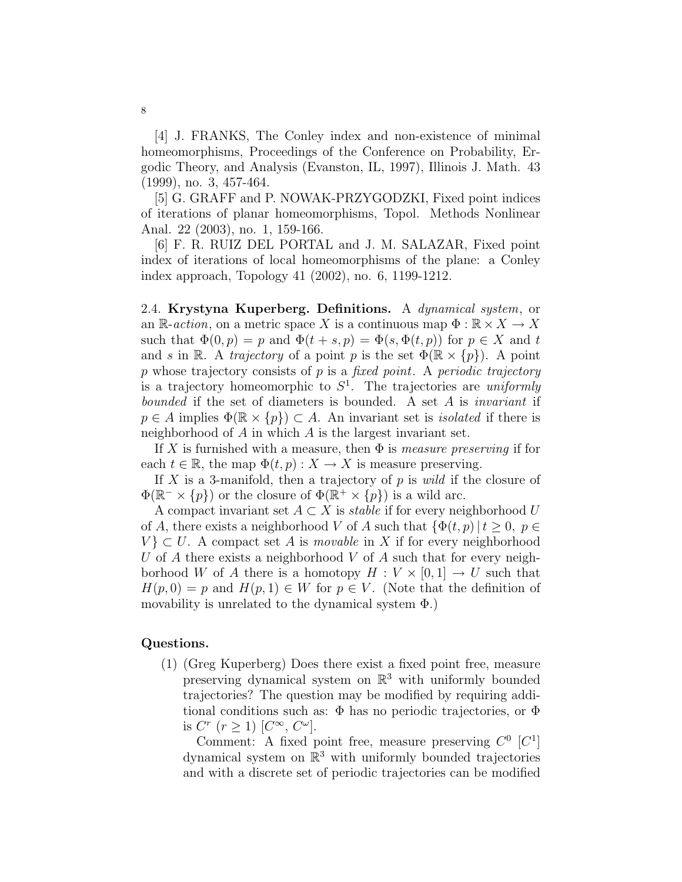[4] J. FRANKS, The Conley index and non-existence of minimal homeomorphisms, Proceedings of the Conference on Probability, Ergodic Theory, and Analysis (Evanston, IL, 1997), Illinois J. Math. 43 (1999), no. 3, 457-464.

[5] G. GRAFF and P. NOWAK-PRZYGODZKI, Fixed point indices of iterations of planar homeomorphisms, Topol. Methods Nonlinear Anal. 22 (2003), no. 1, 159-166.

[6] F. R. RUIZ DEL PORTAL and J. M. SALAZAR, Fixed point index of iterations of local homeomorphisms of the plane: a Conley index approach, Topology 41 (2002), no. 6, 1199-1212.

2.4. **Krystyna Kuperberg. Definitions.** A *dynamical system*, or an $\mathbb{R}$-*action*, on a metric space $X$ is a continuous map $\Phi : \mathbb{R} \times X \to X$ such that $\Phi(0, p) = p$ and $\Phi(t + s, p) = \Phi(s, \Phi(t, p))$ for $p \in X$ and $t$ and $s$ in $\mathbb{R}$. A *trajectory* of a point $p$ is the set $\Phi(\mathbb{R} \times \{p\})$. A point $p$ whose trajectory consists of $p$ is a *fixed point*. A *periodic trajectory* is a trajectory homeomorphic to $S^1$. The trajectories are *uniformly bounded* if the set of diameters is bounded. A set $A$ is *invariant* if $p \in A$ implies $\Phi(\mathbb{R} \times \{p\}) \subset A$. An invariant set is *isolated* if there is neighborhood of $A$ in which $A$ is the largest invariant set.

If $X$ is furnished with a measure, then $\Phi$ is *measure preserving* if for each $t \in \mathbb{R}$, the map $\Phi(t, p) : X \to X$ is measure preserving.

If $X$ is a 3-manifold, then a trajectory of $p$ is *wild* if the closure of $\Phi(\mathbb{R}^- \times \{p\})$ or the closure of $\Phi(\mathbb{R}^+ \times \{p\})$ is a wild arc.

A compact invariant set $A \subset X$ is *stable* if for every neighborhood $U$ of $A$, there exists a neighborhood $V$ of $A$ such that $\{\Phi(t, p) \,|\, t \geq 0,\ p \in V\} \subset U$. A compact set $A$ is *movable* in $X$ if for every neighborhood $U$ of $A$ there exists a neighborhood $V$ of $A$ such that for every neighborhood $W$ of $A$ there is a homotopy $H : V \times [0, 1] \to U$ such that $H(p, 0) = p$ and $H(p, 1) \in W$ for $p \in V$. (Note that the definition of movability is unrelated to the dynamical system $\Phi$.)

**Questions.**

(1) (Greg Kuperberg) Does there exist a fixed point free, measure preserving dynamical system on $\mathbb{R}^3$ with uniformly bounded trajectories? The question may be modified by requiring additional conditions such as: $\Phi$ has no periodic trajectories, or $\Phi$ is $C^r$ ($r \geq 1$) [$C^\infty$, $C^\omega$].

Comment: A fixed point free, measure preserving $C^0$ [$C^1$] dynamical system on $\mathbb{R}^3$ with uniformly bounded trajectories and with a discrete set of periodic trajectories can be modified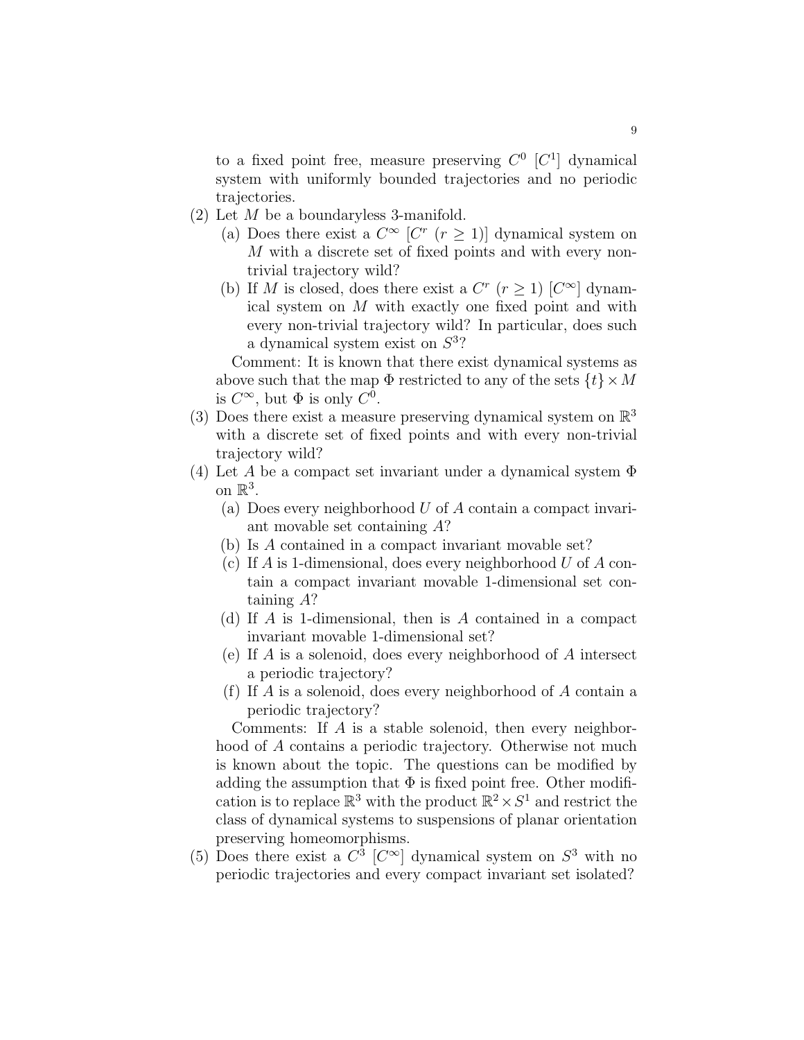to a fixed point free, measure preserving $C^0$ [$C^1$] dynamical system with uniformly bounded trajectories and no periodic trajectories.

(2) Let $M$ be a boundaryless 3-manifold.
   (a) Does there exist a $C^\infty$ [$C^r$ ($r \geq 1$)] dynamical system on $M$ with a discrete set of fixed points and with every non-trivial trajectory wild?
   (b) If $M$ is closed, does there exist a $C^r$ ($r \geq 1$) [$C^\infty$] dynamical system on $M$ with exactly one fixed point and with every non-trivial trajectory wild? In particular, does such a dynamical system exist on $S^3$?

   Comment: It is known that there exist dynamical systems as above such that the map $\Phi$ restricted to any of the sets $\{t\} \times M$ is $C^\infty$, but $\Phi$ is only $C^0$.

(3) Does there exist a measure preserving dynamical system on $\mathbb{R}^3$ with a discrete set of fixed points and with every non-trivial trajectory wild?

(4) Let $A$ be a compact set invariant under a dynamical system $\Phi$ on $\mathbb{R}^3$.
   (a) Does every neighborhood $U$ of $A$ contain a compact invariant movable set containing $A$?
   (b) Is $A$ contained in a compact invariant movable set?
   (c) If $A$ is 1-dimensional, does every neighborhood $U$ of $A$ contain a compact invariant movable 1-dimensional set containing $A$?
   (d) If $A$ is 1-dimensional, then is $A$ contained in a compact invariant movable 1-dimensional set?
   (e) If $A$ is a solenoid, does every neighborhood of $A$ intersect a periodic trajectory?
   (f) If $A$ is a solenoid, does every neighborhood of $A$ contain a periodic trajectory?

   Comments: If $A$ is a stable solenoid, then every neighborhood of $A$ contains a periodic trajectory. Otherwise not much is known about the topic. The questions can be modified by adding the assumption that $\Phi$ is fixed point free. Other modification is to replace $\mathbb{R}^3$ with the product $\mathbb{R}^2 \times S^1$ and restrict the class of dynamical systems to suspensions of planar orientation preserving homeomorphisms.

(5) Does there exist a $C^3$ [$C^\infty$] dynamical system on $S^3$ with no periodic trajectories and every compact invariant set isolated?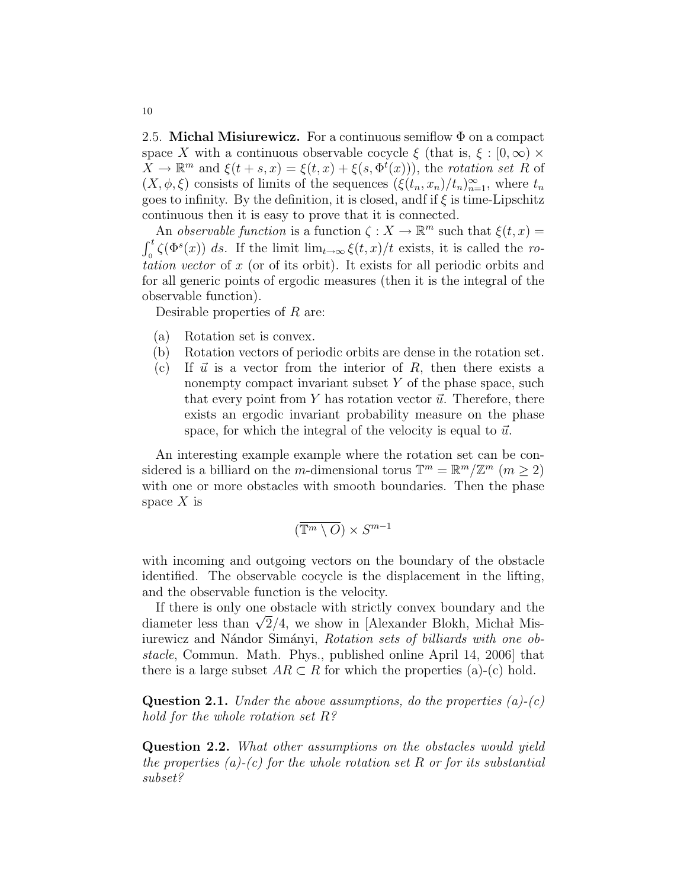2.5. **Michal Misiurewicz.** For a continuous semiflow $\Phi$ on a compact space $X$ with a continuous observable cocycle $\xi$ (that is, $\xi : [0, \infty) \times X \to \mathbb{R}^m$ and $\xi(t+s, x) = \xi(t, x) + \xi(s, \Phi^t(x))$), the *rotation set* $R$ of $(X, \phi, \xi)$ consists of limits of the sequences $(\xi(t_n, x_n)/t_n)_{n=1}^{\infty}$, where $t_n$ goes to infinity. By the definition, it is closed, andf if $\xi$ is time-Lipschitz continuous then it is easy to prove that it is connected.

An *observable function* is a function $\zeta : X \to \mathbb{R}^m$ such that $\xi(t, x) = \int_0^t \zeta(\Phi^s(x))\, ds$. If the limit $\lim_{t\to\infty} \xi(t, x)/t$ exists, it is called the *rotation vector* of $x$ (or of its orbit). It exists for all periodic orbits and for all generic points of ergodic measures (then it is the integral of the observable function).

Desirable properties of $R$ are:

(a) Rotation set is convex.
(b) Rotation vectors of periodic orbits are dense in the rotation set.
(c) If $\vec{u}$ is a vector from the interior of $R$, then there exists a nonempty compact invariant subset $Y$ of the phase space, such that every point from $Y$ has rotation vector $\vec{u}$. Therefore, there exists an ergodic invariant probability measure on the phase space, for which the integral of the velocity is equal to $\vec{u}$.

An interesting example example where the rotation set can be considered is a billiard on the $m$-dimensional torus $\mathbb{T}^m = \mathbb{R}^m/\mathbb{Z}^m$ ($m \geq 2$) with one or more obstacles with smooth boundaries. Then the phase space $X$ is

$$(\overline{\mathbb{T}^m \setminus O}) \times S^{m-1}$$

with incoming and outgoing vectors on the boundary of the obstacle identified. The observable cocycle is the displacement in the lifting, and the observable function is the velocity.

If there is only one obstacle with strictly convex boundary and the diameter less than $\sqrt{2}/4$, we show in [Alexander Blokh, Michał Misiurewicz and Nándor Simányi, *Rotation sets of billiards with one obstacle*, Commun. Math. Phys., published online April 14, 2006] that there is a large subset $AR \subset R$ for which the properties (a)-(c) hold.

**Question 2.1.** *Under the above assumptions, do the properties (a)-(c) hold for the whole rotation set $R$?*

**Question 2.2.** *What other assumptions on the obstacles would yield the properties (a)-(c) for the whole rotation set $R$ or for its substantial subset?*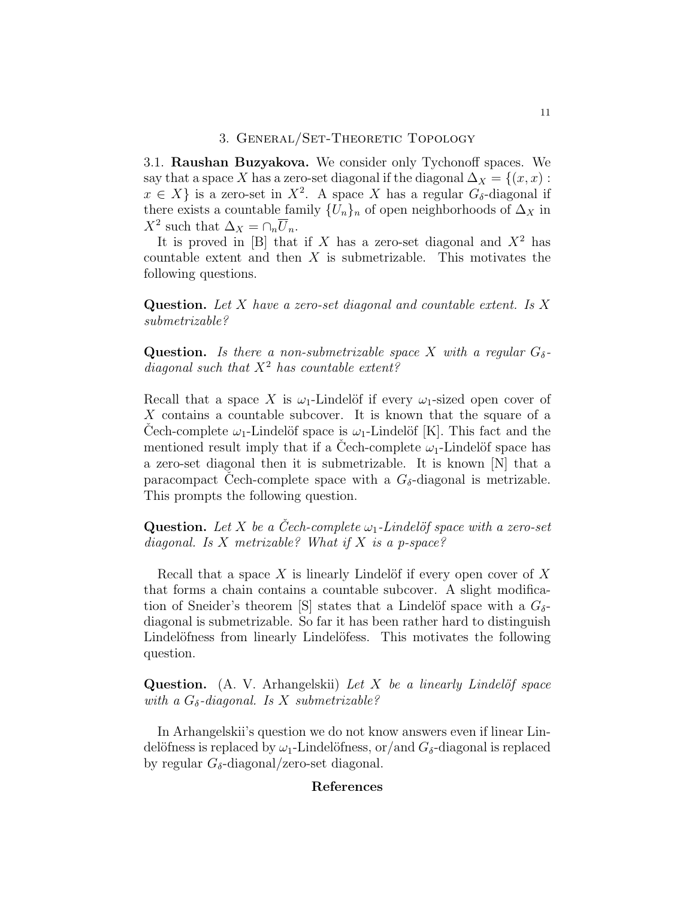## 3. General/Set-Theoretic Topology

3.1. **Raushan Buzyakova.** We consider only Tychonoff spaces. We say that a space $X$ has a zero-set diagonal if the diagonal $\Delta_X = \{(x,x) : x \in X\}$ is a zero-set in $X^2$. A space $X$ has a regular $G_\delta$-diagonal if there exists a countable family $\{U_n\}_n$ of open neighborhoods of $\Delta_X$ in $X^2$ such that $\Delta_X = \cap_n \overline{U}_n$.

It is proved in [B] that if $X$ has a zero-set diagonal and $X^2$ has countable extent and then $X$ is submetrizable. This motivates the following questions.

**Question.** *Let $X$ have a zero-set diagonal and countable extent. Is $X$ submetrizable?*

**Question.** *Is there a non-submetrizable space $X$ with a regular $G_\delta$-diagonal such that $X^2$ has countable extent?*

Recall that a space $X$ is $\omega_1$-Lindelöf if every $\omega_1$-sized open cover of $X$ contains a countable subcover. It is known that the square of a Čech-complete $\omega_1$-Lindelöf space is $\omega_1$-Lindelöf [K]. This fact and the mentioned result imply that if a Čech-complete $\omega_1$-Lindelöf space has a zero-set diagonal then it is submetrizable. It is known [N] that a paracompact Čech-complete space with a $G_\delta$-diagonal is metrizable. This prompts the following question.

**Question.** *Let $X$ be a Čech-complete $\omega_1$-Lindelöf space with a zero-set diagonal. Is $X$ metrizable? What if $X$ is a p-space?*

Recall that a space $X$ is linearly Lindelöf if every open cover of $X$ that forms a chain contains a countable subcover. A slight modification of Sneider's theorem [S] states that a Lindelöf space with a $G_\delta$-diagonal is submetrizable. So far it has been rather hard to distinguish Lindelöfness from linearly Lindelöfess. This motivates the following question.

**Question.** (A. V. Arhangelskii) *Let $X$ be a linearly Lindelöf space with a $G_\delta$-diagonal. Is $X$ submetrizable?*

In Arhangelskii's question we do not know answers even if linear Lindelöfness is replaced by $\omega_1$-Lindelöfness, or/and $G_\delta$-diagonal is replaced by regular $G_\delta$-diagonal/zero-set diagonal.

**References**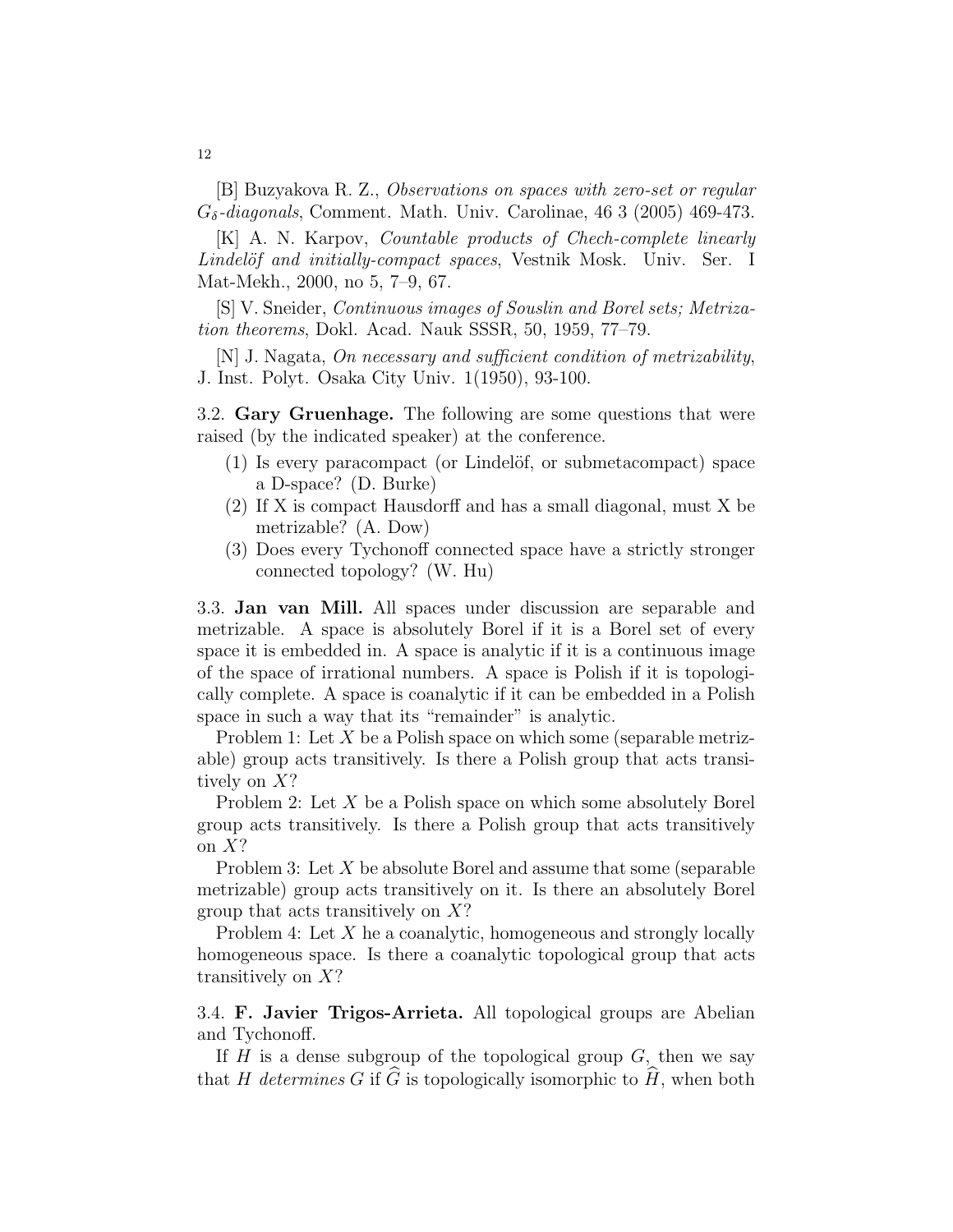[B] Buzyakova R. Z., *Observations on spaces with zero-set or regular $G_\delta$-diagonals*, Comment. Math. Univ. Carolinae, 46 3 (2005) 469-473.

[K] A. N. Karpov, *Countable products of Chech-complete linearly Lindelöf and initially-compact spaces*, Vestnik Mosk. Univ. Ser. I Mat-Mekh., 2000, no 5, 7–9, 67.

[S] V. Sneider, *Continuous images of Souslin and Borel sets; Metrization theorems*, Dokl. Acad. Nauk SSSR, 50, 1959, 77–79.

[N] J. Nagata, *On necessary and sufficient condition of metrizability*, J. Inst. Polyt. Osaka City Univ. 1(1950), 93-100.

3.2. **Gary Gruenhage.** The following are some questions that were raised (by the indicated speaker) at the conference.

1. Is every paracompact (or Lindelöf, or submetacompact) space a D-space? (D. Burke)
2. If X is compact Hausdorff and has a small diagonal, must X be metrizable? (A. Dow)
3. Does every Tychonoff connected space have a strictly stronger connected topology? (W. Hu)

3.3. **Jan van Mill.** All spaces under discussion are separable and metrizable. A space is absolutely Borel if it is a Borel set of every space it is embedded in. A space is analytic if it is a continuous image of the space of irrational numbers. A space is Polish if it is topologically complete. A space is coanalytic if it can be embedded in a Polish space in such a way that its "remainder" is analytic.

Problem 1: Let $X$ be a Polish space on which some (separable metrizable) group acts transitively. Is there a Polish group that acts transitively on $X$?

Problem 2: Let $X$ be a Polish space on which some absolutely Borel group acts transitively. Is there a Polish group that acts transitively on $X$?

Problem 3: Let $X$ be absolute Borel and assume that some (separable metrizable) group acts transitively on it. Is there an absolutely Borel group that acts transitively on $X$?

Problem 4: Let $X$ he a coanalytic, homogeneous and strongly locally homogeneous space. Is there a coanalytic topological group that acts transitively on $X$?

3.4. **F. Javier Trigos-Arrieta.** All topological groups are Abelian and Tychonoff.

If $H$ is a dense subgroup of the topological group $G$, then we say that $H$ *determines* $G$ if $\widehat{G}$ is topologically isomorphic to $\widehat{H}$, when both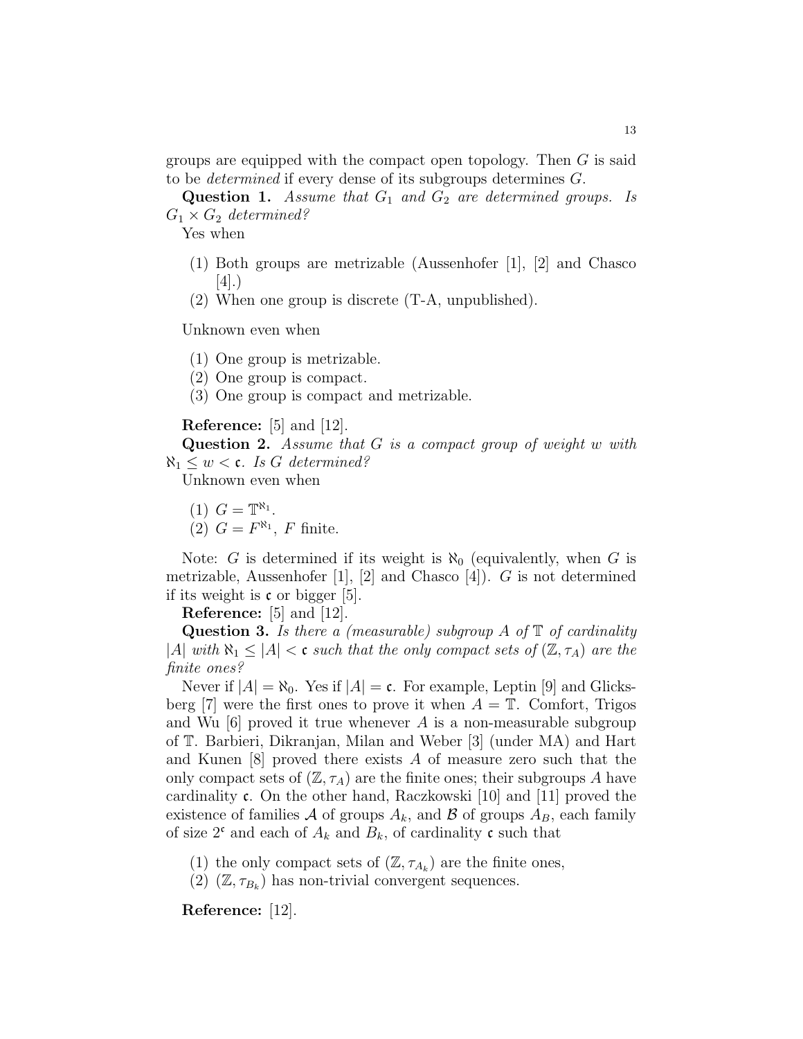groups are equipped with the compact open topology. Then $G$ is said to be *determined* if every dense of its subgroups determines $G$.

**Question 1.** *Assume that $G_1$ and $G_2$ are determined groups. Is $G_1 \times G_2$ determined?*

Yes when

1. Both groups are metrizable (Aussenhofer [1], [2] and Chasco [4].)
2. When one group is discrete (T-A, unpublished).

Unknown even when

1. One group is metrizable.
2. One group is compact.
3. One group is compact and metrizable.

**Reference:** [5] and [12].

**Question 2.** *Assume that $G$ is a compact group of weight $w$ with $\aleph_1 \leq w < \mathfrak{c}$. Is $G$ determined?*

Unknown even when

1. $G = \mathbb{T}^{\aleph_1}$.
2. $G = F^{\aleph_1}$, $F$ finite.

Note: $G$ is determined if its weight is $\aleph_0$ (equivalently, when $G$ is metrizable, Aussenhofer [1], [2] and Chasco [4]). $G$ is not determined if its weight is $\mathfrak{c}$ or bigger [5].

**Reference:** [5] and [12].

**Question 3.** *Is there a (measurable) subgroup $A$ of $\mathbb{T}$ of cardinality $|A|$ with $\aleph_1 \leq |A| < \mathfrak{c}$ such that the only compact sets of $(\mathbb{Z}, \tau_A)$ are the finite ones?*

Never if $|A| = \aleph_0$. Yes if $|A| = \mathfrak{c}$. For example, Leptin [9] and Glicksberg [7] were the first ones to prove it when $A = \mathbb{T}$. Comfort, Trigos and Wu [6] proved it true whenever $A$ is a non-measurable subgroup of $\mathbb{T}$. Barbieri, Dikranjan, Milan and Weber [3] (under MA) and Hart and Kunen [8] proved there exists $A$ of measure zero such that the only compact sets of $(\mathbb{Z}, \tau_A)$ are the finite ones; their subgroups $A$ have cardinality $\mathfrak{c}$. On the other hand, Raczkowski [10] and [11] proved the existence of families $\mathcal{A}$ of groups $A_k$, and $\mathcal{B}$ of groups $A_B$, each family of size $2^{\mathfrak{c}}$ and each of $A_k$ and $B_k$, of cardinality $\mathfrak{c}$ such that

1. the only compact sets of $(\mathbb{Z}, \tau_{A_k})$ are the finite ones,
2. $(\mathbb{Z}, \tau_{B_k})$ has non-trivial convergent sequences.

**Reference:** [12].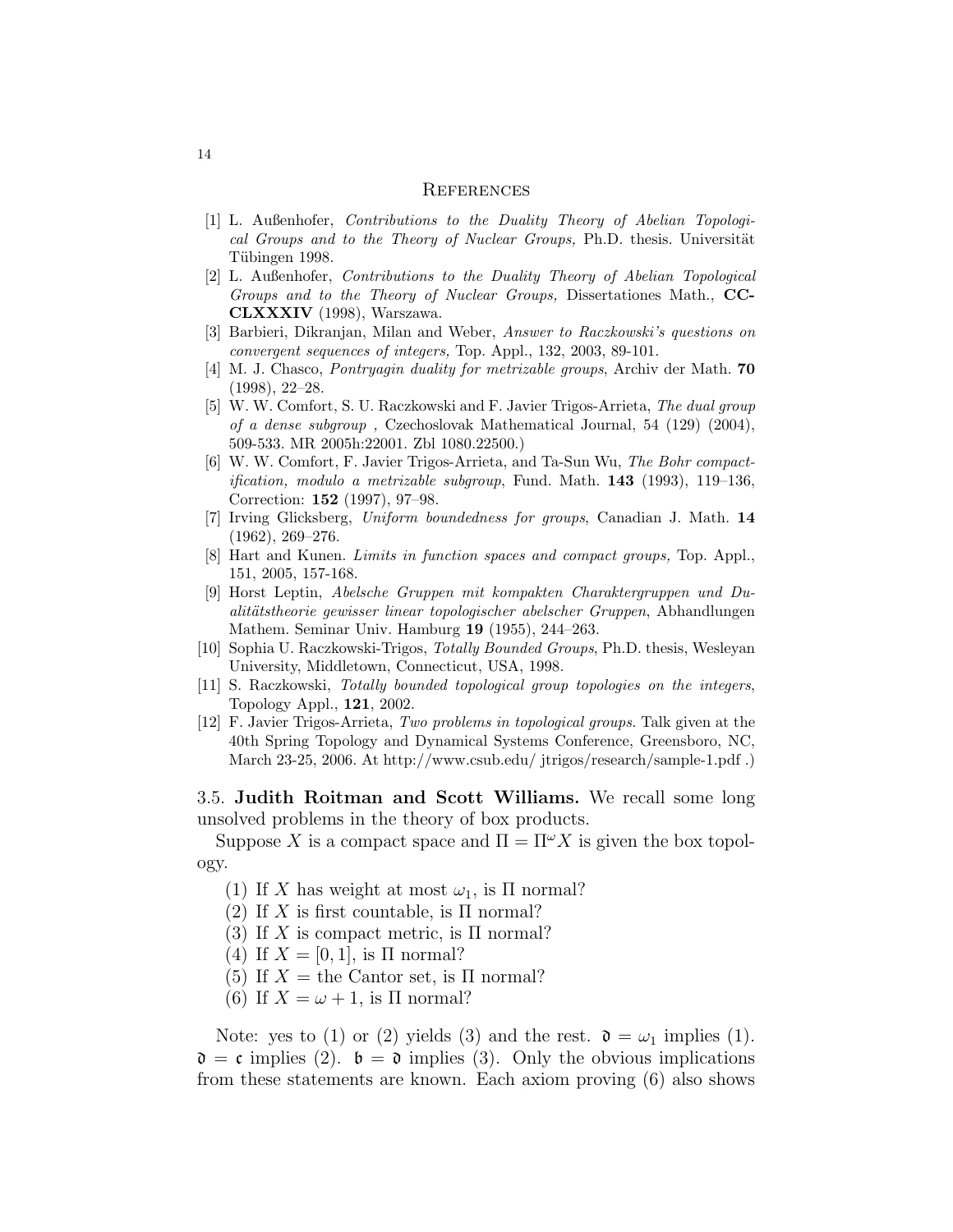## References

[1] L. Außenhofer, *Contributions to the Duality Theory of Abelian Topological Groups and to the Theory of Nuclear Groups,* Ph.D. thesis. Universität Tübingen 1998.

[2] L. Außenhofer, *Contributions to the Duality Theory of Abelian Topological Groups and to the Theory of Nuclear Groups,* Dissertationes Math., **CCCLXXXIV** (1998), Warszawa.

[3] Barbieri, Dikranjan, Milan and Weber, *Answer to Raczkowski's questions on convergent sequences of integers,* Top. Appl., 132, 2003, 89-101.

[4] M. J. Chasco, *Pontryagin duality for metrizable groups*, Archiv der Math. **70** (1998), 22–28.

[5] W. W. Comfort, S. U. Raczkowski and F. Javier Trigos-Arrieta, *The dual group of a dense subgroup ,* Czechoslovak Mathematical Journal, 54 (129) (2004), 509-533. MR 2005h:22001. Zbl 1080.22500.)

[6] W. W. Comfort, F. Javier Trigos-Arrieta, and Ta-Sun Wu, *The Bohr compactification, modulo a metrizable subgroup*, Fund. Math. **143** (1993), 119–136, Correction: **152** (1997), 97–98.

[7] Irving Glicksberg, *Uniform boundedness for groups*, Canadian J. Math. **14** (1962), 269–276.

[8] Hart and Kunen. *Limits in function spaces and compact groups,* Top. Appl., 151, 2005, 157-168.

[9] Horst Leptin, *Abelsche Gruppen mit kompakten Charaktergruppen und Dualitätstheorie gewisser linear topologischer abelscher Gruppen*, Abhandlungen Mathem. Seminar Univ. Hamburg **19** (1955), 244–263.

[10] Sophia U. Raczkowski-Trigos, *Totally Bounded Groups*, Ph.D. thesis, Wesleyan University, Middletown, Connecticut, USA, 1998.

[11] S. Raczkowski, *Totally bounded topological group topologies on the integers*, Topology Appl., **121**, 2002.

[12] F. Javier Trigos-Arrieta, *Two problems in topological groups.* Talk given at the 40th Spring Topology and Dynamical Systems Conference, Greensboro, NC, March 23-25, 2006. At http://www.csub.edu/ jtrigos/research/sample-1.pdf .)

3.5. **Judith Roitman and Scott Williams.** We recall some long unsolved problems in the theory of box products.

Suppose $X$ is a compact space and $\Pi = \Pi^\omega X$ is given the box topology.

(1) If $X$ has weight at most $\omega_1$, is $\Pi$ normal?
(2) If $X$ is first countable, is $\Pi$ normal?
(3) If $X$ is compact metric, is $\Pi$ normal?
(4) If $X = [0, 1]$, is $\Pi$ normal?
(5) If $X =$ the Cantor set, is $\Pi$ normal?
(6) If $X = \omega + 1$, is $\Pi$ normal?

Note: yes to (1) or (2) yields (3) and the rest. $\mathfrak{d} = \omega_1$ implies (1). $\mathfrak{d} = \mathfrak{c}$ implies (2). $\mathfrak{b} = \mathfrak{d}$ implies (3). Only the obvious implications from these statements are known. Each axiom proving (6) also shows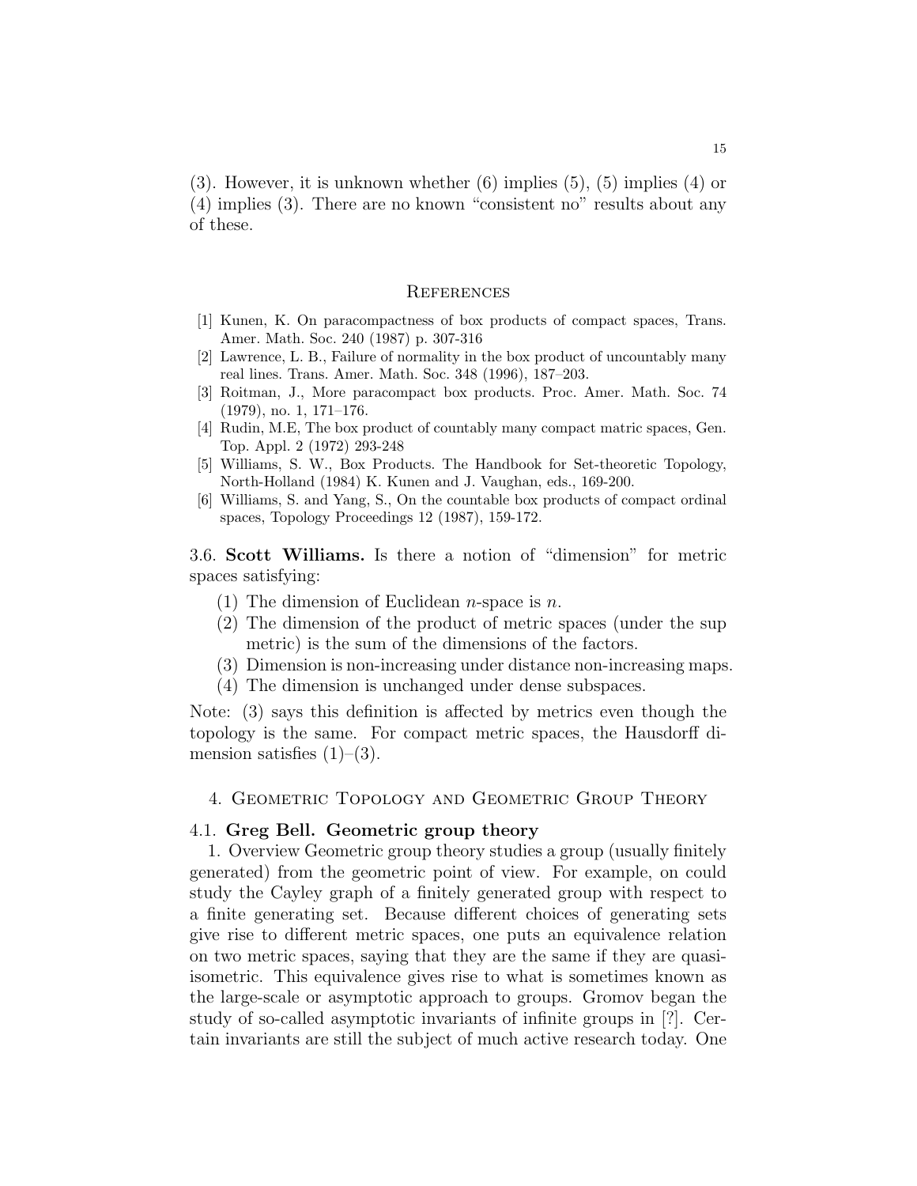(3). However, it is unknown whether (6) implies (5), (5) implies (4) or (4) implies (3). There are no known "consistent no" results about any of these.

## References

[1] Kunen, K. On paracompactness of box products of compact spaces, Trans. Amer. Math. Soc. 240 (1987) p. 307-316

[2] Lawrence, L. B., Failure of normality in the box product of uncountably many real lines. Trans. Amer. Math. Soc. 348 (1996), 187–203.

[3] Roitman, J., More paracompact box products. Proc. Amer. Math. Soc. 74 (1979), no. 1, 171–176.

[4] Rudin, M.E, The box product of countably many compact matric spaces, Gen. Top. Appl. 2 (1972) 293-248

[5] Williams, S. W., Box Products. The Handbook for Set-theoretic Topology, North-Holland (1984) K. Kunen and J. Vaughan, eds., 169-200.

[6] Williams, S. and Yang, S., On the countable box products of compact ordinal spaces, Topology Proceedings 12 (1987), 159-172.

3.6. **Scott Williams.** Is there a notion of "dimension" for metric spaces satisfying:

1. The dimension of Euclidean $n$-space is $n$.
2. The dimension of the product of metric spaces (under the sup metric) is the sum of the dimensions of the factors.
3. Dimension is non-increasing under distance non-increasing maps.
4. The dimension is unchanged under dense subspaces.

Note: (3) says this definition is affected by metrics even though the topology is the same. For compact metric spaces, the Hausdorff dimension satisfies (1)–(3).

## 4. Geometric Topology and Geometric Group Theory

### 4.1. **Greg Bell. Geometric group theory**

1. Overview Geometric group theory studies a group (usually finitely generated) from the geometric point of view. For example, on could study the Cayley graph of a finitely generated group with respect to a finite generating set. Because different choices of generating sets give rise to different metric spaces, one puts an equivalence relation on two metric spaces, saying that they are the same if they are quasi-isometric. This equivalence gives rise to what is sometimes known as the large-scale or asymptotic approach to groups. Gromov began the study of so-called asymptotic invariants of infinite groups in [?]. Certain invariants are still the subject of much active research today. One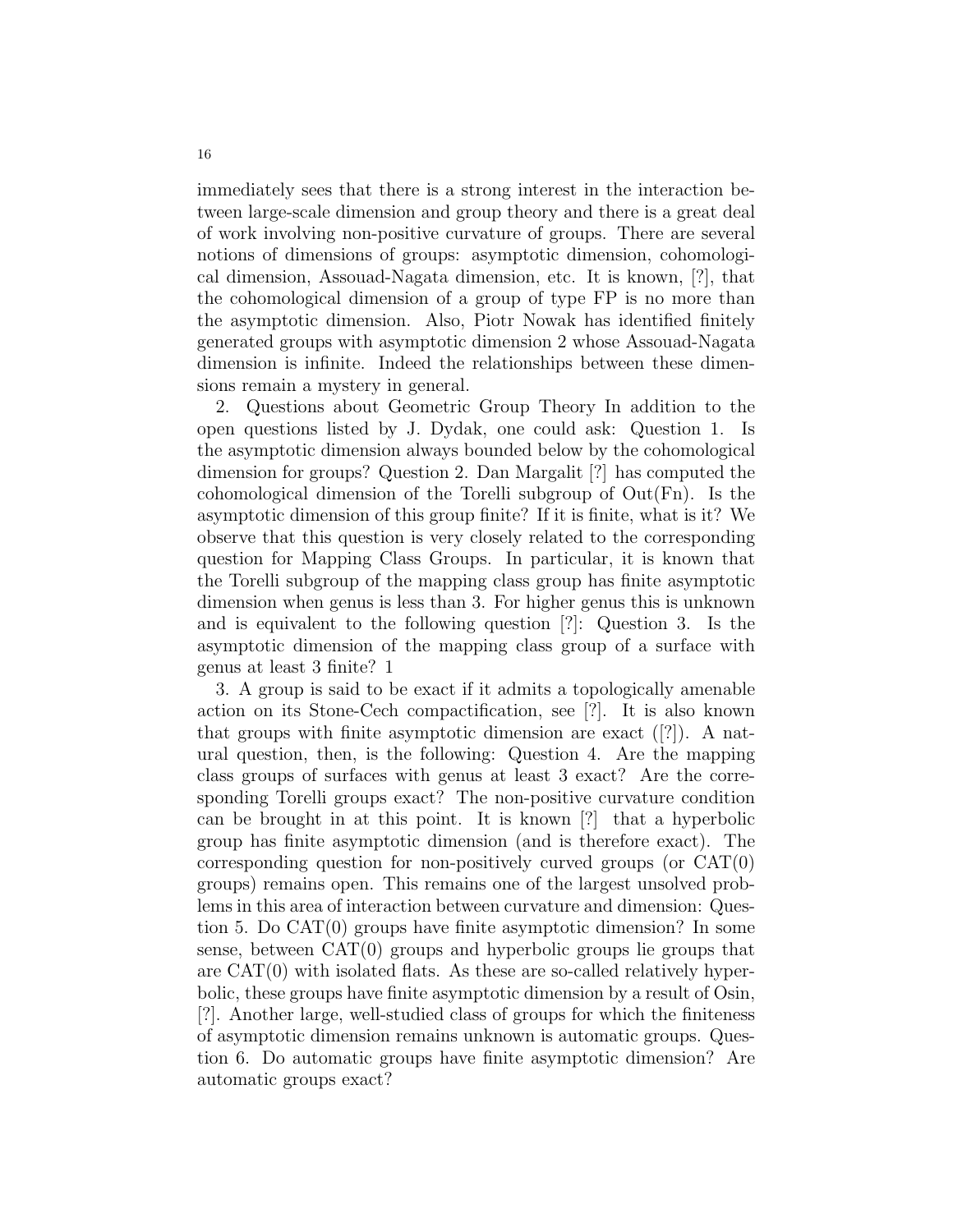immediately sees that there is a strong interest in the interaction between large-scale dimension and group theory and there is a great deal of work involving non-positive curvature of groups. There are several notions of dimensions of groups: asymptotic dimension, cohomological dimension, Assouad-Nagata dimension, etc. It is known, [?], that the cohomological dimension of a group of type FP is no more than the asymptotic dimension. Also, Piotr Nowak has identified finitely generated groups with asymptotic dimension 2 whose Assouad-Nagata dimension is infinite. Indeed the relationships between these dimensions remain a mystery in general.

2. Questions about Geometric Group Theory In addition to the open questions listed by J. Dydak, one could ask: Question 1. Is the asymptotic dimension always bounded below by the cohomological dimension for groups? Question 2. Dan Margalit [?] has computed the cohomological dimension of the Torelli subgroup of Out(Fn). Is the asymptotic dimension of this group finite? If it is finite, what is it? We observe that this question is very closely related to the corresponding question for Mapping Class Groups. In particular, it is known that the Torelli subgroup of the mapping class group has finite asymptotic dimension when genus is less than 3. For higher genus this is unknown and is equivalent to the following question [?]: Question 3. Is the asymptotic dimension of the mapping class group of a surface with genus at least 3 finite? 1

3. A group is said to be exact if it admits a topologically amenable action on its Stone-Cech compactification, see [?]. It is also known that groups with finite asymptotic dimension are exact ([?]). A natural question, then, is the following: Question 4. Are the mapping class groups of surfaces with genus at least 3 exact? Are the corresponding Torelli groups exact? The non-positive curvature condition can be brought in at this point. It is known [?] that a hyperbolic group has finite asymptotic dimension (and is therefore exact). The corresponding question for non-positively curved groups (or CAT(0) groups) remains open. This remains one of the largest unsolved problems in this area of interaction between curvature and dimension: Question 5. Do CAT(0) groups have finite asymptotic dimension? In some sense, between CAT(0) groups and hyperbolic groups lie groups that are CAT(0) with isolated flats. As these are so-called relatively hyperbolic, these groups have finite asymptotic dimension by a result of Osin, [?]. Another large, well-studied class of groups for which the finiteness of asymptotic dimension remains unknown is automatic groups. Question 6. Do automatic groups have finite asymptotic dimension? Are automatic groups exact?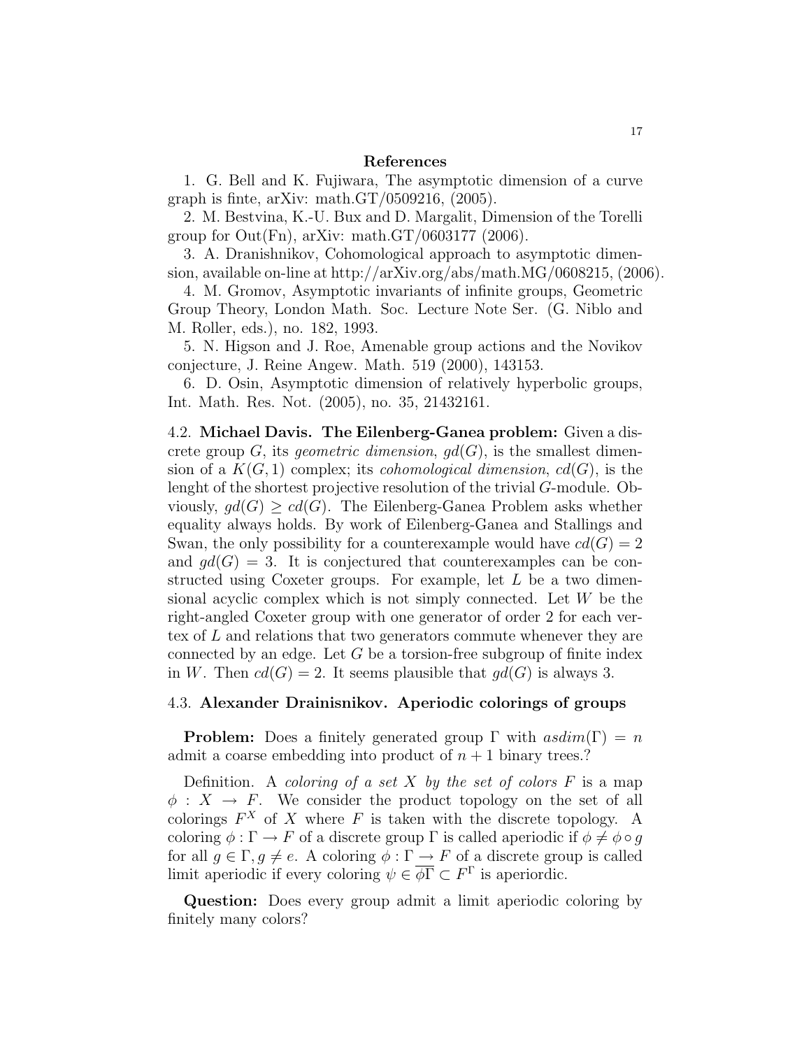**References**

1. G. Bell and K. Fujiwara, The asymptotic dimension of a curve graph is finte, arXiv: math.GT/0509216, (2005).

2. M. Bestvina, K.-U. Bux and D. Margalit, Dimension of the Torelli group for Out(Fn), arXiv: math.GT/0603177 (2006).

3. A. Dranishnikov, Cohomological approach to asymptotic dimension, available on-line at http://arXiv.org/abs/math.MG/0608215, (2006).

4. M. Gromov, Asymptotic invariants of infinite groups, Geometric Group Theory, London Math. Soc. Lecture Note Ser. (G. Niblo and M. Roller, eds.), no. 182, 1993.

5. N. Higson and J. Roe, Amenable group actions and the Novikov conjecture, J. Reine Angew. Math. 519 (2000), 143153.

6. D. Osin, Asymptotic dimension of relatively hyperbolic groups, Int. Math. Res. Not. (2005), no. 35, 21432161.

4.2. **Michael Davis. The Eilenberg-Ganea problem:** Given a discrete group $G$, its *geometric dimension*, $gd(G)$, is the smallest dimension of a $K(G,1)$ complex; its *cohomological dimension*, $cd(G)$, is the lenght of the shortest projective resolution of the trivial $G$-module. Obviously, $gd(G) \geq cd(G)$. The Eilenberg-Ganea Problem asks whether equality always holds. By work of Eilenberg-Ganea and Stallings and Swan, the only possibility for a counterexample would have $cd(G) = 2$ and $gd(G) = 3$. It is conjectured that counterexamples can be constructed using Coxeter groups. For example, let $L$ be a two dimensional acyclic complex which is not simply connected. Let $W$ be the right-angled Coxeter group with one generator of order 2 for each vertex of $L$ and relations that two generators commute whenever they are connected by an edge. Let $G$ be a torsion-free subgroup of finite index in $W$. Then $cd(G) = 2$. It seems plausible that $gd(G)$ is always 3.

4.3. **Alexander Drainisnikov. Aperiodic colorings of groups**

**Problem:** Does a finitely generated group $\Gamma$ with $asdim(\Gamma) = n$ admit a coarse embedding into product of $n+1$ binary trees.?

Definition. A *coloring of a set $X$ by the set of colors $F$* is a map $\phi : X \to F$. We consider the product topology on the set of all colorings $F^X$ of $X$ where $F$ is taken with the discrete topology. A coloring $\phi : \Gamma \to F$ of a discrete group $\Gamma$ is called aperiodic if $\phi \neq \phi \circ g$ for all $g \in \Gamma, g \neq e$. A coloring $\phi : \Gamma \to F$ of a discrete group is called limit aperiodic if every coloring $\psi \in \overline{\phi\Gamma} \subset F^\Gamma$ is aperiordic.

**Question:** Does every group admit a limit aperiodic coloring by finitely many colors?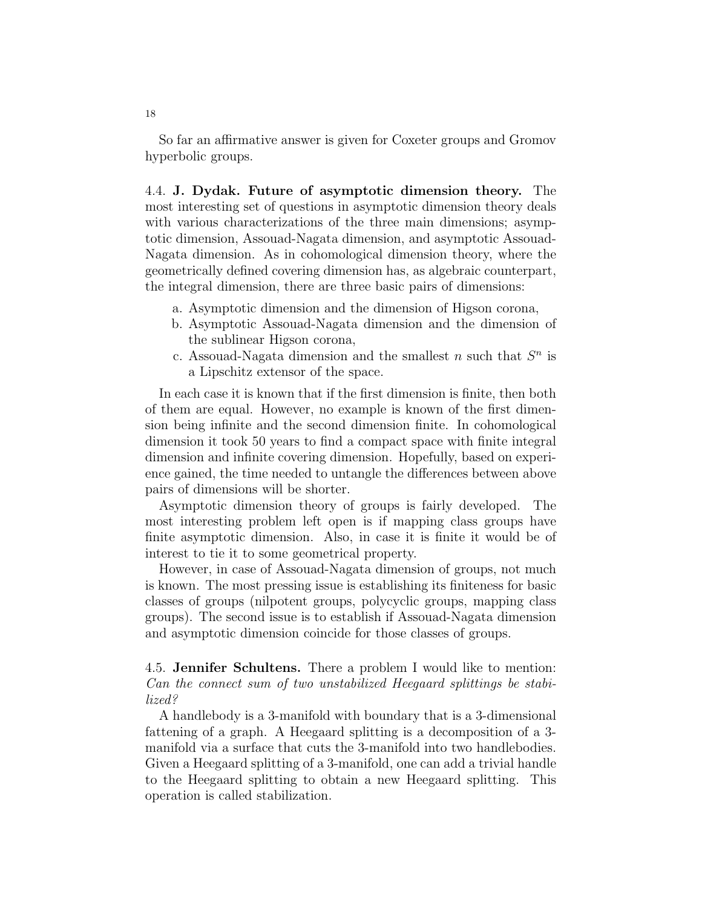So far an affirmative answer is given for Coxeter groups and Gromov hyperbolic groups.

4.4. **J. Dydak. Future of asymptotic dimension theory.** The most interesting set of questions in asymptotic dimension theory deals with various characterizations of the three main dimensions; asymptotic dimension, Assouad-Nagata dimension, and asymptotic Assouad-Nagata dimension. As in cohomological dimension theory, where the geometrically defined covering dimension has, as algebraic counterpart, the integral dimension, there are three basic pairs of dimensions:

a. Asymptotic dimension and the dimension of Higson corona,
b. Asymptotic Assouad-Nagata dimension and the dimension of the sublinear Higson corona,
c. Assouad-Nagata dimension and the smallest $n$ such that $S^n$ is a Lipschitz extensor of the space.

In each case it is known that if the first dimension is finite, then both of them are equal. However, no example is known of the first dimension being infinite and the second dimension finite. In cohomological dimension it took 50 years to find a compact space with finite integral dimension and infinite covering dimension. Hopefully, based on experience gained, the time needed to untangle the differences between above pairs of dimensions will be shorter.

Asymptotic dimension theory of groups is fairly developed. The most interesting problem left open is if mapping class groups have finite asymptotic dimension. Also, in case it is finite it would be of interest to tie it to some geometrical property.

However, in case of Assouad-Nagata dimension of groups, not much is known. The most pressing issue is establishing its finiteness for basic classes of groups (nilpotent groups, polycyclic groups, mapping class groups). The second issue is to establish if Assouad-Nagata dimension and asymptotic dimension coincide for those classes of groups.

4.5. **Jennifer Schultens.** There a problem I would like to mention: *Can the connect sum of two unstabilized Heegaard splittings be stabilized?*

A handlebody is a 3-manifold with boundary that is a 3-dimensional fattening of a graph. A Heegaard splitting is a decomposition of a 3-manifold via a surface that cuts the 3-manifold into two handlebodies. Given a Heegaard splitting of a 3-manifold, one can add a trivial handle to the Heegaard splitting to obtain a new Heegaard splitting. This operation is called stabilization.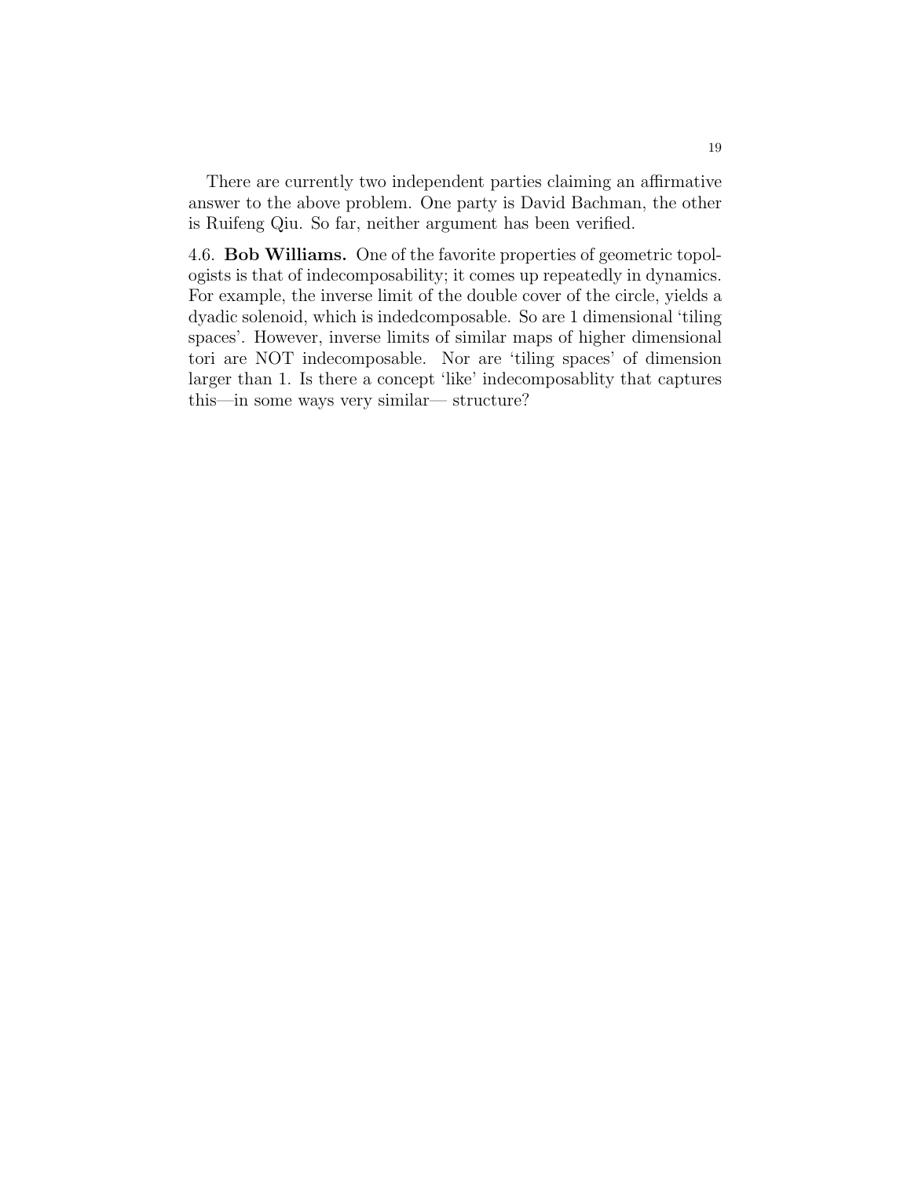There are currently two independent parties claiming an affirmative answer to the above problem. One party is David Bachman, the other is Ruifeng Qiu. So far, neither argument has been verified.

4.6. **Bob Williams.** One of the favorite properties of geometric topologists is that of indecomposability; it comes up repeatedly in dynamics. For example, the inverse limit of the double cover of the circle, yields a dyadic solenoid, which is indedcomposable. So are 1 dimensional 'tiling spaces'. However, inverse limits of similar maps of higher dimensional tori are NOT indecomposable. Nor are 'tiling spaces' of dimension larger than 1. Is there a concept 'like' indecomposablity that captures this—in some ways very similar— structure?